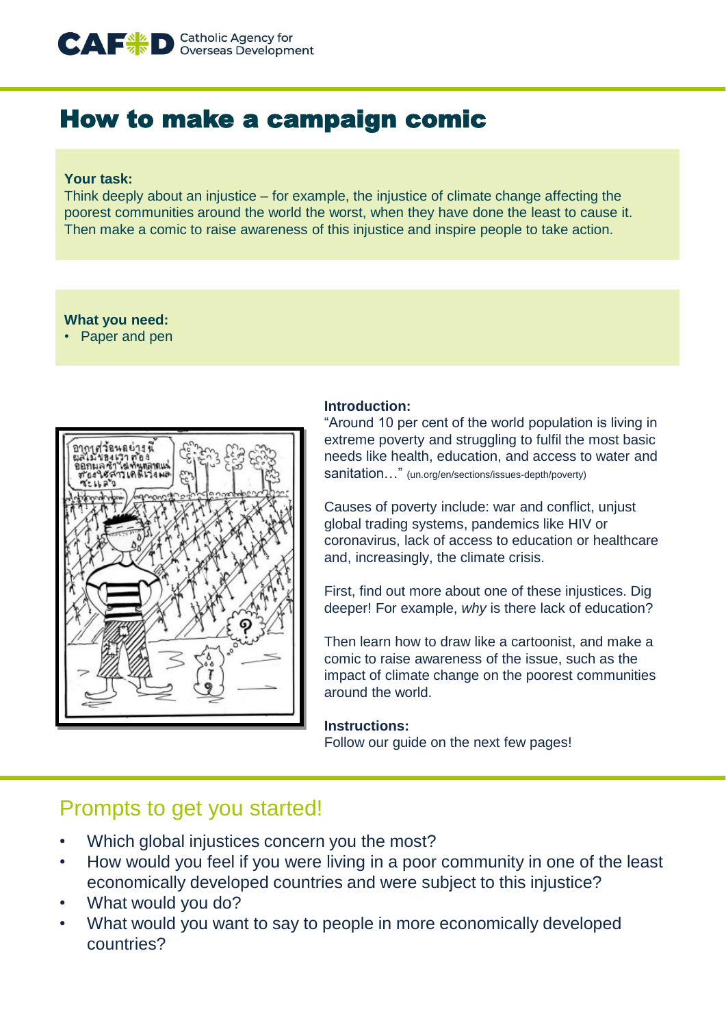CAFOD Catholic Agency for Overseas Development

# How to make a campaign comic

**Your task:**
Think deeply about an injustice – for example, the injustice of climate change affecting the poorest communities around the world the worst, when they have done the least to cause it. Then make a comic to raise awareness of this injustice and inspire people to take action.

**What you need:**
- Paper and pen

**Introduction:**
"Around 10 per cent of the world population is living in extreme poverty and struggling to fulfil the most basic needs like health, education, and access to water and sanitation…" (un.org/en/sections/issues-depth/poverty)

Causes of poverty include: war and conflict, unjust global trading systems, pandemics like HIV or coronavirus, lack of access to education or healthcare and, increasingly, the climate crisis.

First, find out more about one of these injustices. Dig deeper! For example, *why* is there lack of education?

Then learn how to draw like a cartoonist, and make a comic to raise awareness of the issue, such as the impact of climate change on the poorest communities around the world.

**Instructions:**
Follow our guide on the next few pages!

## Prompts to get you started!

- Which global injustices concern you the most?
- How would you feel if you were living in a poor community in one of the least economically developed countries and were subject to this injustice?
- What would you do?
- What would you want to say to people in more economically developed countries?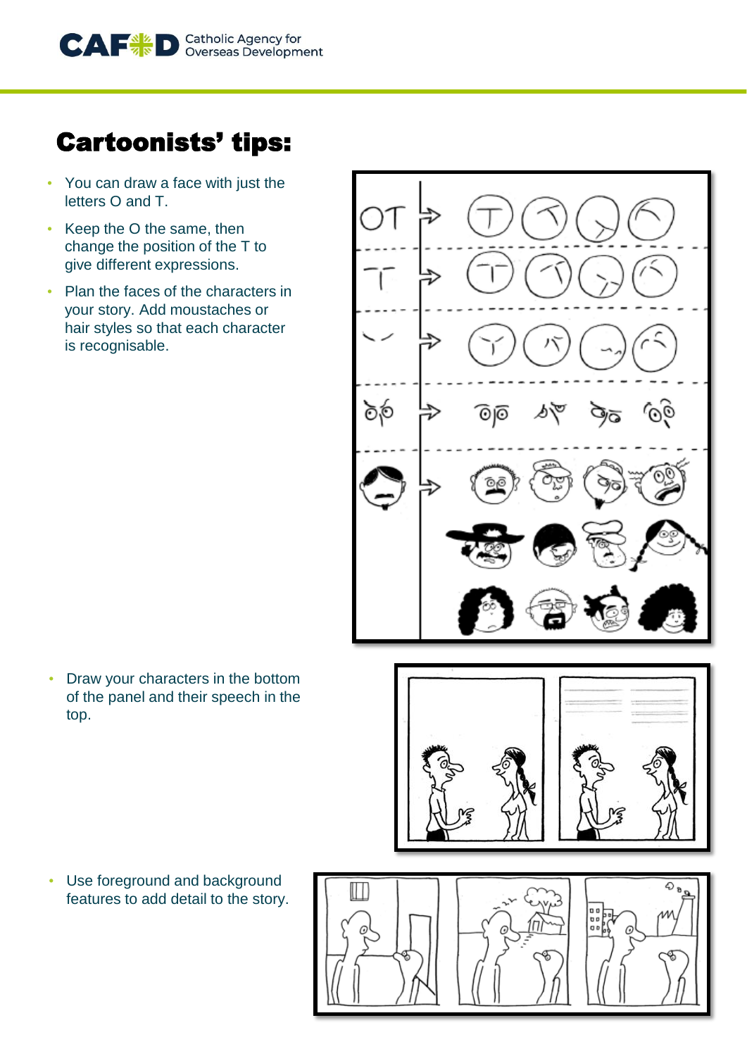# Cartoonists' tips:

- You can draw a face with just the letters O and T.
- Keep the O the same, then change the position of the T to give different expressions.
- Plan the faces of the characters in your story. Add moustaches or hair styles so that each character is recognisable.
- Draw your characters in the bottom of the panel and their speech in the top.
- Use foreground and background features to add detail to the story.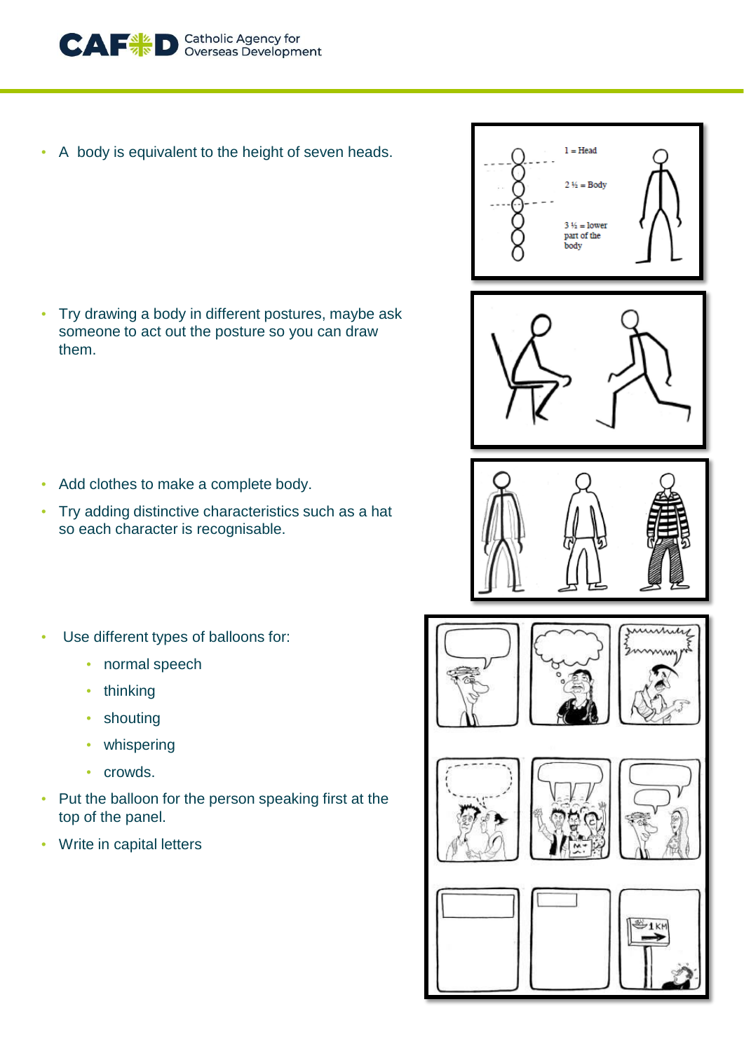- A body is equivalent to the height of seven heads.

- Try drawing a body in different postures, maybe ask someone to act out the posture so you can draw them.

- Add clothes to make a complete body.
- Try adding distinctive characteristics such as a hat so each character is recognisable.

- Use different types of balloons for:
  - normal speech
  - thinking
  - shouting
  - whispering
  - crowds.
- Put the balloon for the person speaking first at the top of the panel.
- Write in capital letters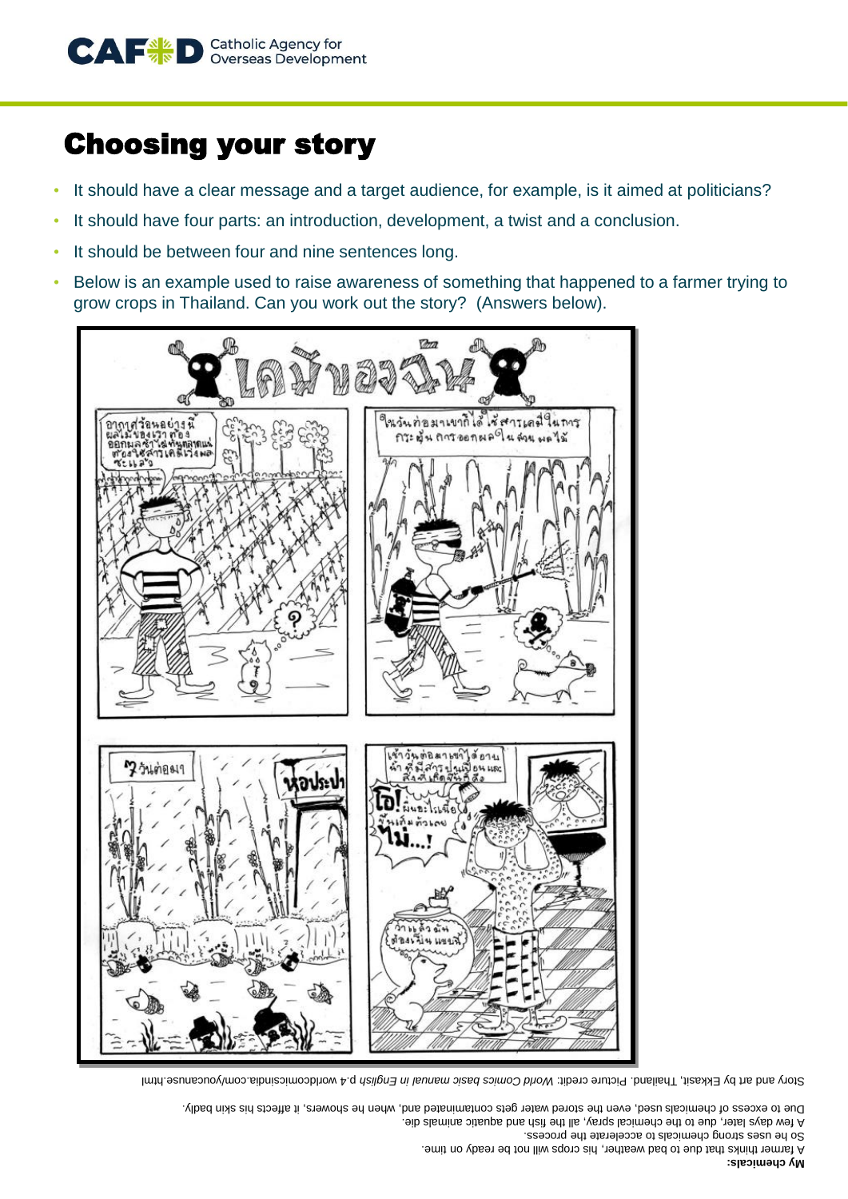# Choosing your story

- It should have a clear message and a target audience, for example, is it aimed at politicians?
- It should have four parts: an introduction, development, a twist and a conclusion.
- It should be between four and nine sentences long.
- Below is an example used to raise awareness of something that happened to a farmer trying to grow crops in Thailand. Can you work out the story? (Answers below).

**My chemicals:**

A farmer thinks that due to bad weather, his crops will not be ready on time.
So he uses strong chemicals to accelerate the process.
A few days later, due to the chemical spray, all the fish and aquatic animals die.
Due to excess of chemicals used, even the stored water gets contaminated and, when he showers, it affects his skin badly.

Story and art by Ekkasit, Thailand. Picture credit: *World Comics basic manual in English* p.4 worldcomicsindia.com/youcanuse.html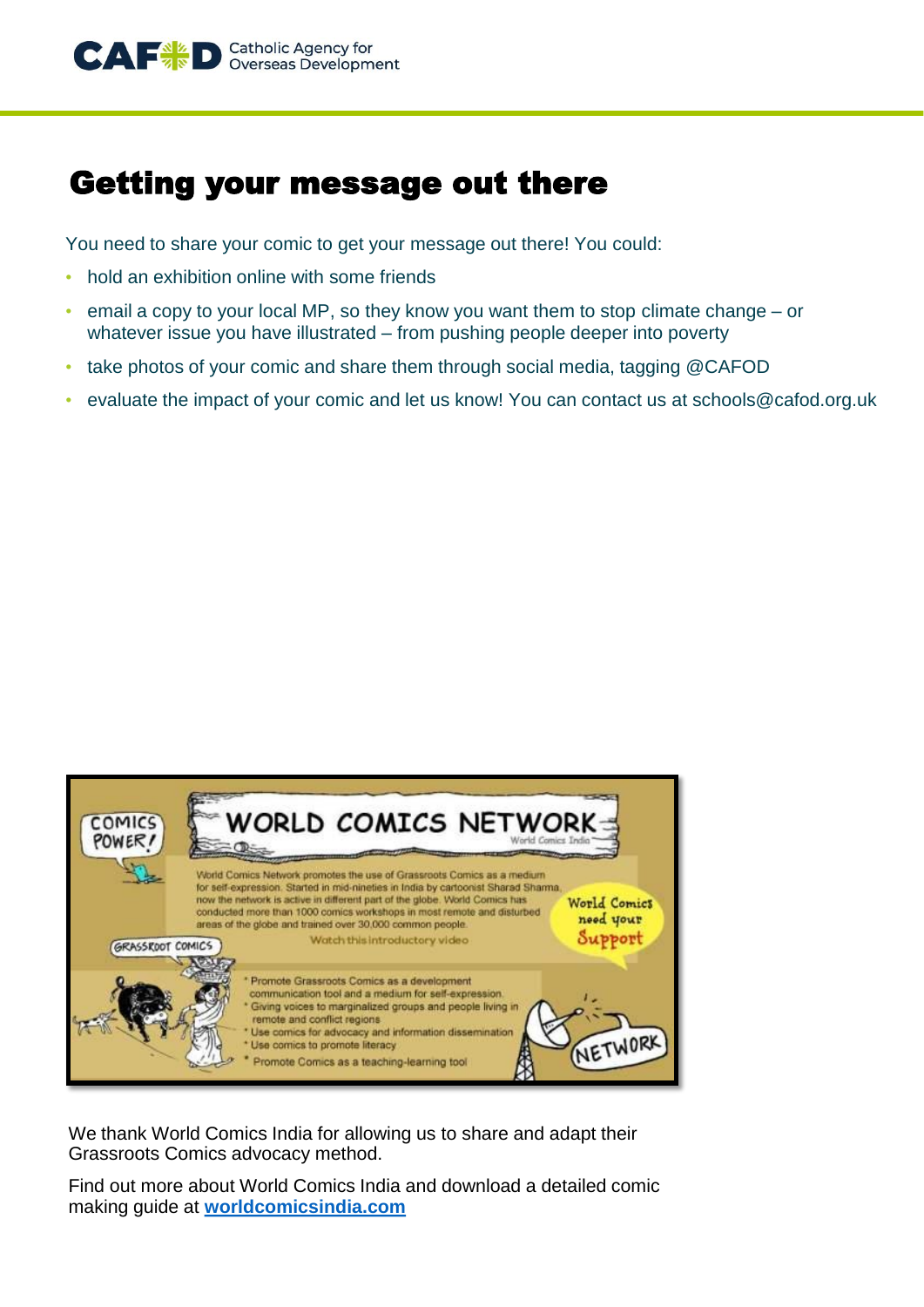# Getting your message out there

You need to share your comic to get your message out there! You could:

- hold an exhibition online with some friends
- email a copy to your local MP, so they know you want them to stop climate change – or whatever issue you have illustrated – from pushing people deeper into poverty
- take photos of your comic and share them through social media, tagging @CAFOD
- evaluate the impact of your comic and let us know! You can contact us at schools@cafod.org.uk

COMICS POWER!

WORLD COMICS NETWORK

World Comics India

World Comics Network promotes the use of Grassroots Comics as a medium for self-expression. Started in mid-nineties in India by cartoonist Sharad Sharma, now the network is active in different part of the globe. World Comics has conducted more than 1000 comics workshops in most remote and disturbed areas of the globe and trained over 30,000 common people.

Watch this introductory video

World Comics need your Support

GRASSROOT COMICS

- Promote Grassroots Comics as a development communication tool and a medium for self-expression.
- Giving voices to marginalized groups and people living in remote and conflict regions
- Use comics for advocacy and information dissemination
- Use comics to promote literacy
- Promote Comics as a teaching-learning tool

NETWORK

We thank World Comics India for allowing us to share and adapt their Grassroots Comics advocacy method.

Find out more about World Comics India and download a detailed comic making guide at **worldcomicsindia.com**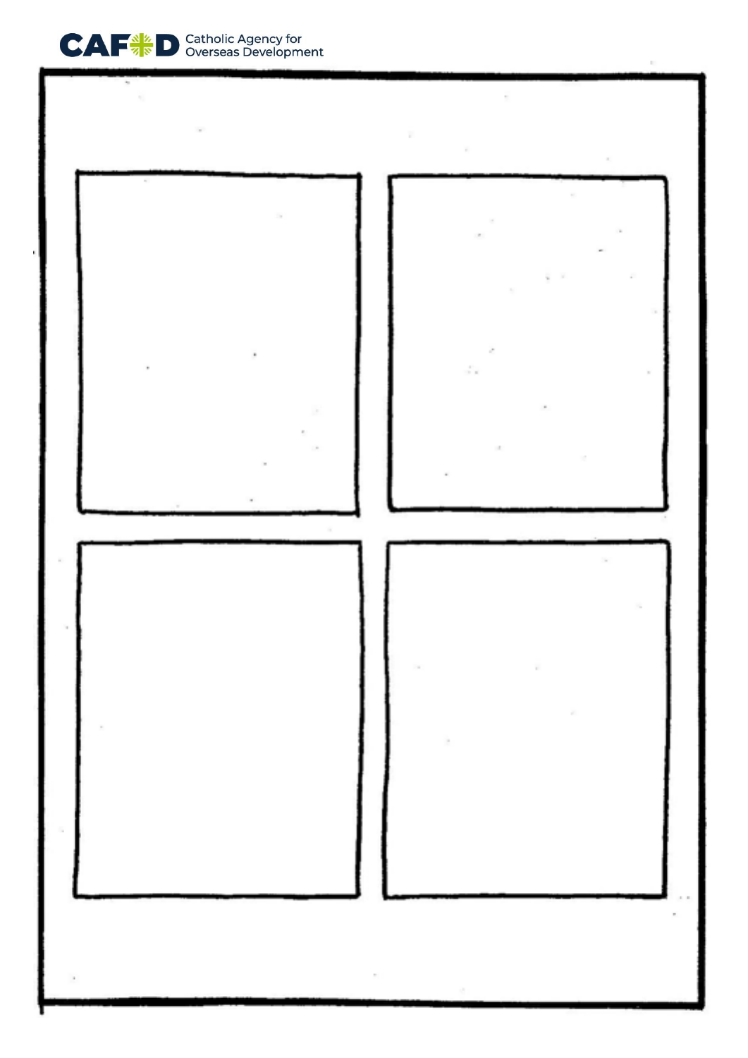CAFOD Catholic Agency for Overseas Development